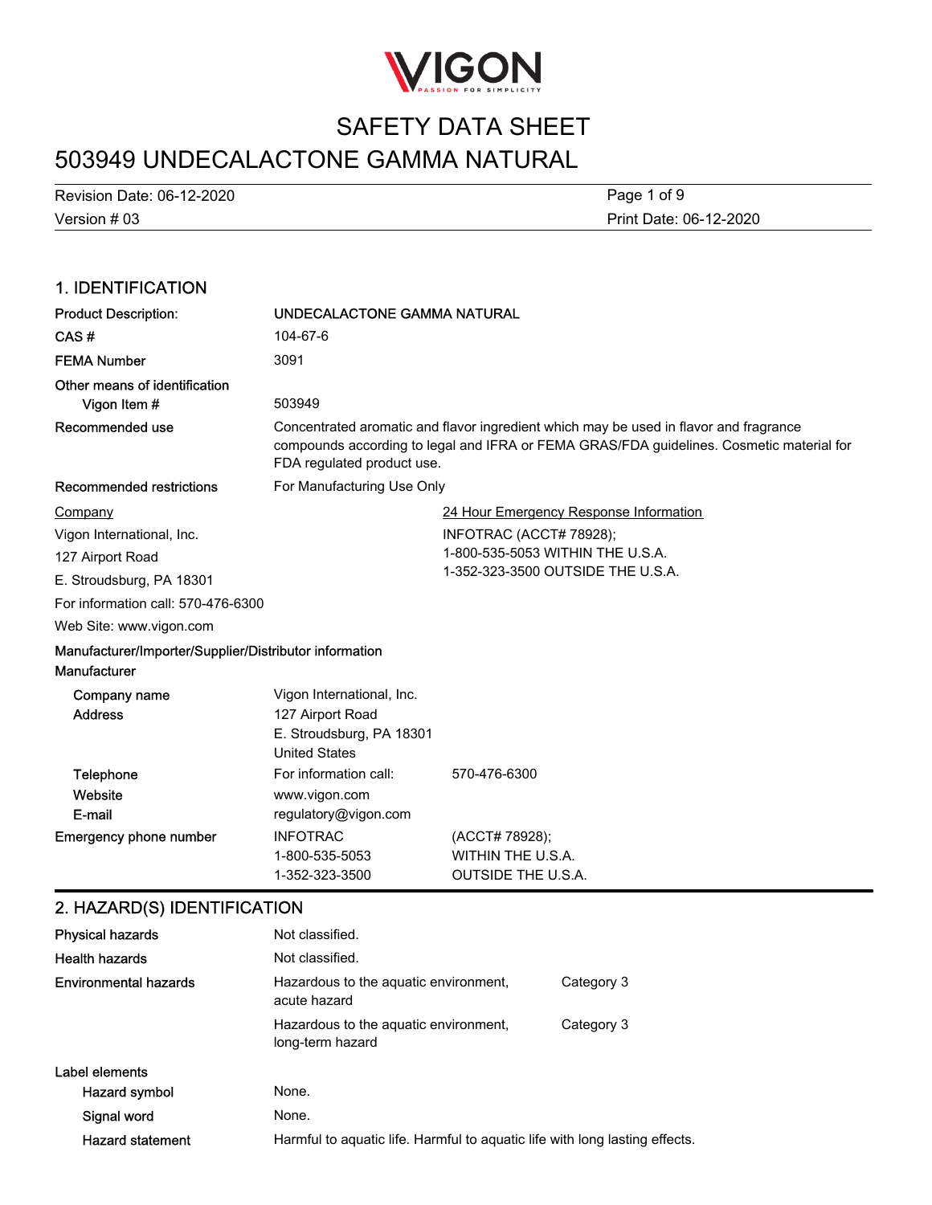VIGON

PASSION FOR SIMPLICITY

# SAFETY DATA SHEET

# 503949 UNDECALACTONE GAMMA NATURAL

Revision Date: 06-12-2020

Version # 03

Print Date: 06-12-2020

## 1. IDENTIFICATION

**Product Description:** UNDECALACTONE GAMMA NATURAL

**CAS #** 104-67-6

**FEMA Number** 3091

**Other means of identification**

**Vigon Item #** 503949

**Recommended use** Concentrated aromatic and flavor ingredient which may be used in flavor and fragrance compounds according to legal and IFRA or FEMA GRAS/FDA guidelines. Cosmetic material for FDA regulated product use.

**Recommended restrictions** For Manufacturing Use Only

Company

Vigon International, Inc.
127 Airport Road
E. Stroudsburg, PA 18301
For information call: 570-476-6300
Web Site: www.vigon.com

24 Hour Emergency Response Information

INFOTRAC (ACCT# 78928);
1-800-535-5053 WITHIN THE U.S.A.
1-352-323-3500 OUTSIDE THE U.S.A.

**Manufacturer/Importer/Supplier/Distributor information**

**Manufacturer**

| | | |
|---|---|---|
| **Company name** | Vigon International, Inc. | |
| **Address** | 127 Airport Road<br>E. Stroudsburg, PA 18301<br>United States | |
| **Telephone** | For information call: | 570-476-6300 |
| **Website** | www.vigon.com | |
| **E-mail** | regulatory@vigon.com | |
| **Emergency phone number** | INFOTRAC<br>1-800-535-5053<br>1-352-323-3500 | (ACCT# 78928);<br>WITHIN THE U.S.A.<br>OUTSIDE THE U.S.A. |

## 2. HAZARD(S) IDENTIFICATION

| | | |
|---|---|---|
| **Physical hazards** | Not classified. | |
| **Health hazards** | Not classified. | |
| **Environmental hazards** | Hazardous to the aquatic environment, acute hazard | Category 3 |
| | Hazardous to the aquatic environment, long-term hazard | Category 3 |

**Label elements**

**Hazard symbol** None.

**Signal word** None.

**Hazard statement** Harmful to aquatic life. Harmful to aquatic life with long lasting effects.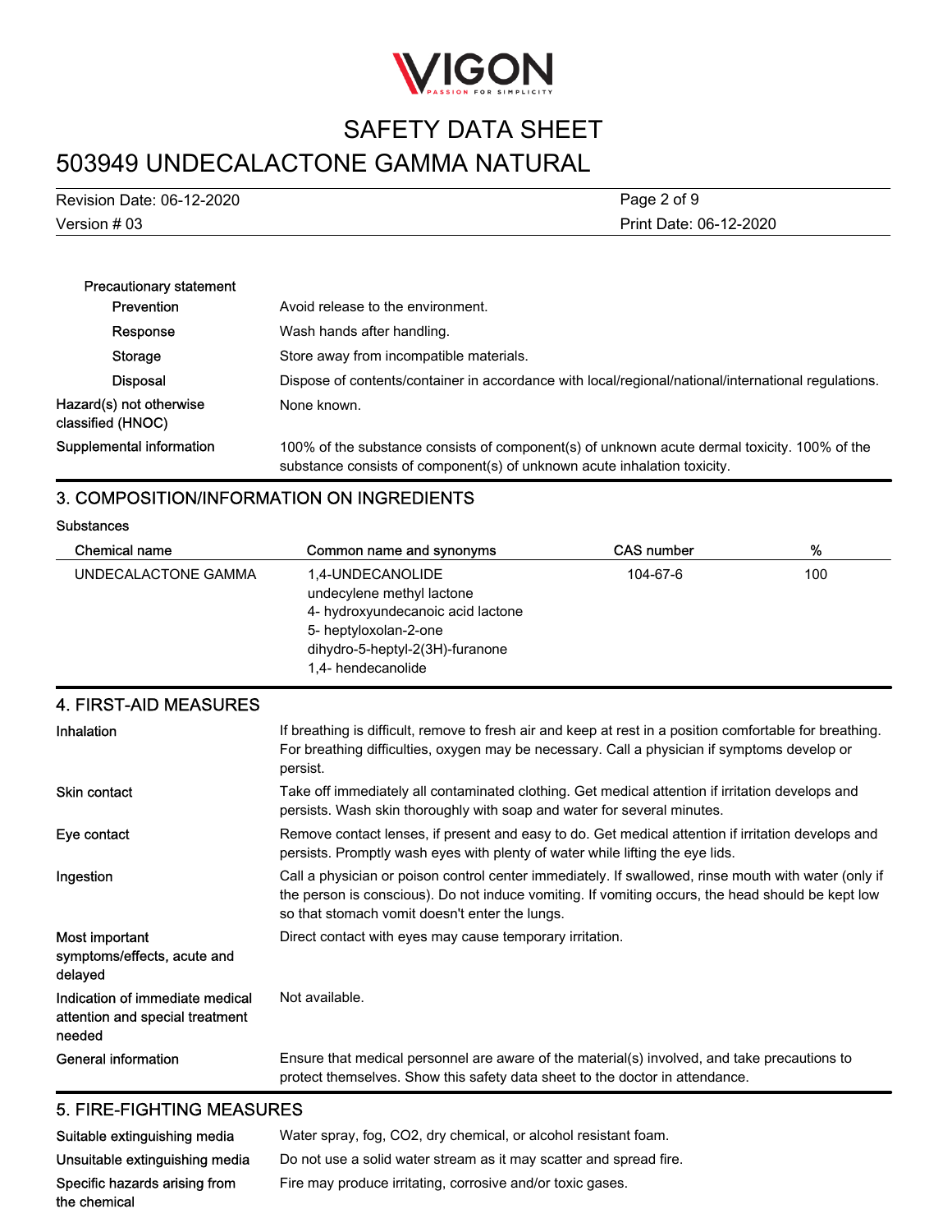**Precautionary statement**

| | |
|---|---|
| **Prevention** | Avoid release to the environment. |
| **Response** | Wash hands after handling. |
| **Storage** | Store away from incompatible materials. |
| **Disposal** | Dispose of contents/container in accordance with local/regional/national/international regulations. |
| **Hazard(s) not otherwise classified (HNOC)** | None known. |
| **Supplemental information** | 100% of the substance consists of component(s) of unknown acute dermal toxicity. 100% of the substance consists of component(s) of unknown acute inhalation toxicity. |

## 3. COMPOSITION/INFORMATION ON INGREDIENTS

**Substances**

| Chemical name | Common name and synonyms | CAS number | % |
|---|---|---|---|
| UNDECALACTONE GAMMA | 1,4-UNDECANOLIDE<br>undecylene methyl lactone<br>4- hydroxyundecanoic acid lactone<br>5- heptyloxolan-2-one<br>dihydro-5-heptyl-2(3H)-furanone<br>1,4- hendecanolide | 104-67-6 | 100 |

## 4. FIRST-AID MEASURES

| | |
|---|---|
| **Inhalation** | If breathing is difficult, remove to fresh air and keep at rest in a position comfortable for breathing. For breathing difficulties, oxygen may be necessary. Call a physician if symptoms develop or persist. |
| **Skin contact** | Take off immediately all contaminated clothing. Get medical attention if irritation develops and persists. Wash skin thoroughly with soap and water for several minutes. |
| **Eye contact** | Remove contact lenses, if present and easy to do. Get medical attention if irritation develops and persists. Promptly wash eyes with plenty of water while lifting the eye lids. |
| **Ingestion** | Call a physician or poison control center immediately. If swallowed, rinse mouth with water (only if the person is conscious). Do not induce vomiting. If vomiting occurs, the head should be kept low so that stomach vomit doesn't enter the lungs. |
| **Most important symptoms/effects, acute and delayed** | Direct contact with eyes may cause temporary irritation. |
| **Indication of immediate medical attention and special treatment needed** | Not available. |
| **General information** | Ensure that medical personnel are aware of the material(s) involved, and take precautions to protect themselves. Show this safety data sheet to the doctor in attendance. |

## 5. FIRE-FIGHTING MEASURES

| | |
|---|---|
| **Suitable extinguishing media** | Water spray, fog, $CO_2$, dry chemical, or alcohol resistant foam. |
| **Unsuitable extinguishing media** | Do not use a solid water stream as it may scatter and spread fire. |
| **Specific hazards arising from the chemical** | Fire may produce irritating, corrosive and/or toxic gases. |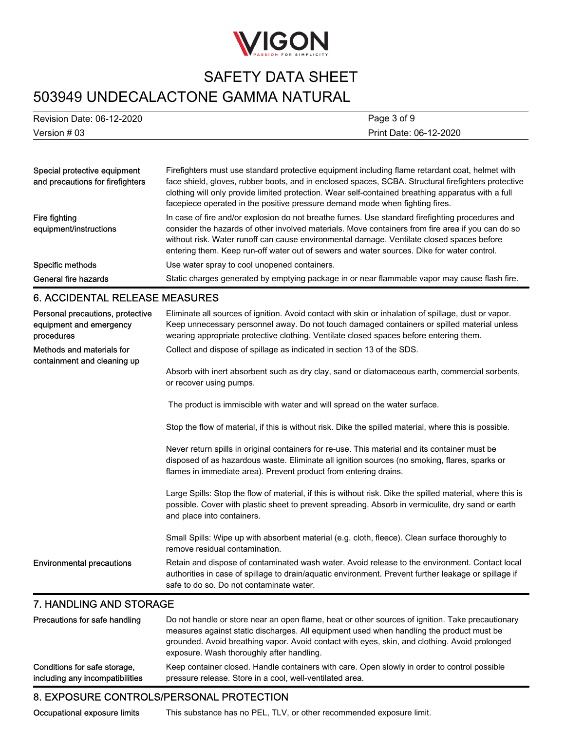| | |
|---|---|
| Special protective equipment and precautions for firefighters | Firefighters must use standard protective equipment including flame retardant coat, helmet with face shield, gloves, rubber boots, and in enclosed spaces, SCBA. Structural firefighters protective clothing will only provide limited protection. Wear self-contained breathing apparatus with a full facepiece operated in the positive pressure demand mode when fighting fires. |
| Fire fighting equipment/instructions | In case of fire and/or explosion do not breathe fumes. Use standard firefighting procedures and consider the hazards of other involved materials. Move containers from fire area if you can do so without risk. Water runoff can cause environmental damage. Ventilate closed spaces before entering them. Keep run-off water out of sewers and water sources. Dike for water control. |
| Specific methods | Use water spray to cool unopened containers. |
| General fire hazards | Static charges generated by emptying package in or near flammable vapor may cause flash fire. |

## 6. ACCIDENTAL RELEASE MEASURES

**Personal precautions, protective equipment and emergency procedures**

Eliminate all sources of ignition. Avoid contact with skin or inhalation of spillage, dust or vapor. Keep unnecessary personnel away. Do not touch damaged containers or spilled material unless wearing appropriate protective clothing. Ventilate closed spaces before entering them.

**Methods and materials for containment and cleaning up**

Collect and dispose of spillage as indicated in section 13 of the SDS.

Absorb with inert absorbent such as dry clay, sand or diatomaceous earth, commercial sorbents, or recover using pumps.

The product is immiscible with water and will spread on the water surface.

Stop the flow of material, if this is without risk. Dike the spilled material, where this is possible.

Never return spills in original containers for re-use. This material and its container must be disposed of as hazardous waste. Eliminate all ignition sources (no smoking, flares, sparks or flames in immediate area). Prevent product from entering drains.

Large Spills: Stop the flow of material, if this is without risk. Dike the spilled material, where this is possible. Cover with plastic sheet to prevent spreading. Absorb in vermiculite, dry sand or earth and place into containers.

Small Spills: Wipe up with absorbent material (e.g. cloth, fleece). Clean surface thoroughly to remove residual contamination.

**Environmental precautions**

Retain and dispose of contaminated wash water. Avoid release to the environment. Contact local authorities in case of spillage to drain/aquatic environment. Prevent further leakage or spillage if safe to do so. Do not contaminate water.

## 7. HANDLING AND STORAGE

| | |
|---|---|
| Precautions for safe handling | Do not handle or store near an open flame, heat or other sources of ignition. Take precautionary measures against static discharges. All equipment used when handling the product must be grounded. Avoid breathing vapor. Avoid contact with eyes, skin, and clothing. Avoid prolonged exposure. Wash thoroughly after handling. |
| Conditions for safe storage, including any incompatibilities | Keep container closed. Handle containers with care. Open slowly in order to control possible pressure release. Store in a cool, well-ventilated area. |

## 8. EXPOSURE CONTROLS/PERSONAL PROTECTION

| | |
|---|---|
| Occupational exposure limits | This substance has no PEL, TLV, or other recommended exposure limit. |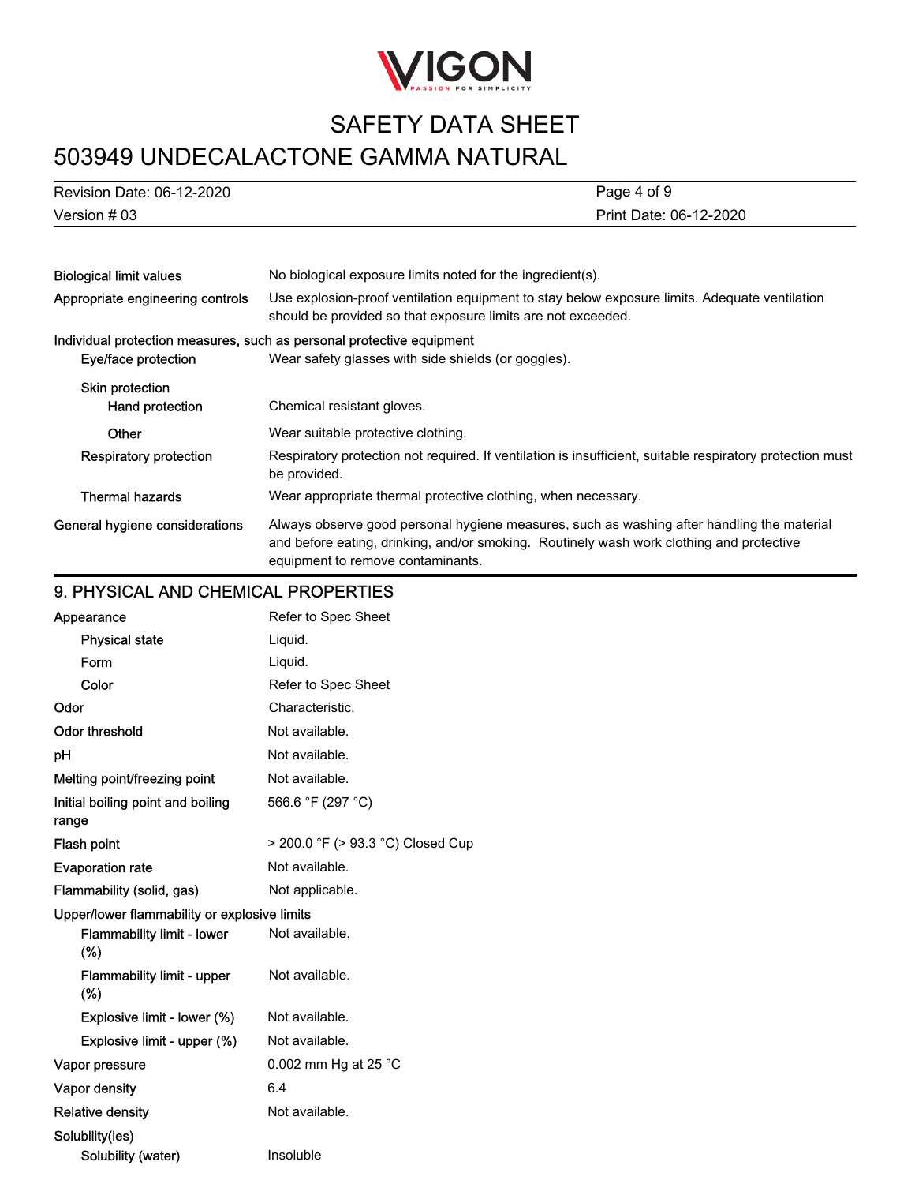| | |
|---|---|
| Biological limit values | No biological exposure limits noted for the ingredient(s). |
| Appropriate engineering controls | Use explosion-proof ventilation equipment to stay below exposure limits. Adequate ventilation should be provided so that exposure limits are not exceeded. |

**Individual protection measures, such as personal protective equipment**

| | |
|---|---|
| Eye/face protection | Wear safety glasses with side shields (or goggles). |
| Skin protection | |
| Hand protection | Chemical resistant gloves. |
| Other | Wear suitable protective clothing. |
| Respiratory protection | Respiratory protection not required. If ventilation is insufficient, suitable respiratory protection must be provided. |
| Thermal hazards | Wear appropriate thermal protective clothing, when necessary. |
| General hygiene considerations | Always observe good personal hygiene measures, such as washing after handling the material and before eating, drinking, and/or smoking. Routinely wash work clothing and protective equipment to remove contaminants. |

## 9. PHYSICAL AND CHEMICAL PROPERTIES

| | |
|---|---|
| Appearance | Refer to Spec Sheet |
| Physical state | Liquid. |
| Form | Liquid. |
| Color | Refer to Spec Sheet |
| Odor | Characteristic. |
| Odor threshold | Not available. |
| pH | Not available. |
| Melting point/freezing point | Not available. |
| Initial boiling point and boiling range | 566.6 °F (297 °C) |
| Flash point | > 200.0 °F (> 93.3 °C) Closed Cup |
| Evaporation rate | Not available. |
| Flammability (solid, gas) | Not applicable. |

**Upper/lower flammability or explosive limits**

| | |
|---|---|
| Flammability limit - lower (%) | Not available. |
| Flammability limit - upper (%) | Not available. |
| Explosive limit - lower (%) | Not available. |
| Explosive limit - upper (%) | Not available. |
| Vapor pressure | 0.002 mm Hg at 25 °C |
| Vapor density | 6.4 |
| Relative density | Not available. |
| Solubility(ies) | |
| Solubility (water) | Insoluble |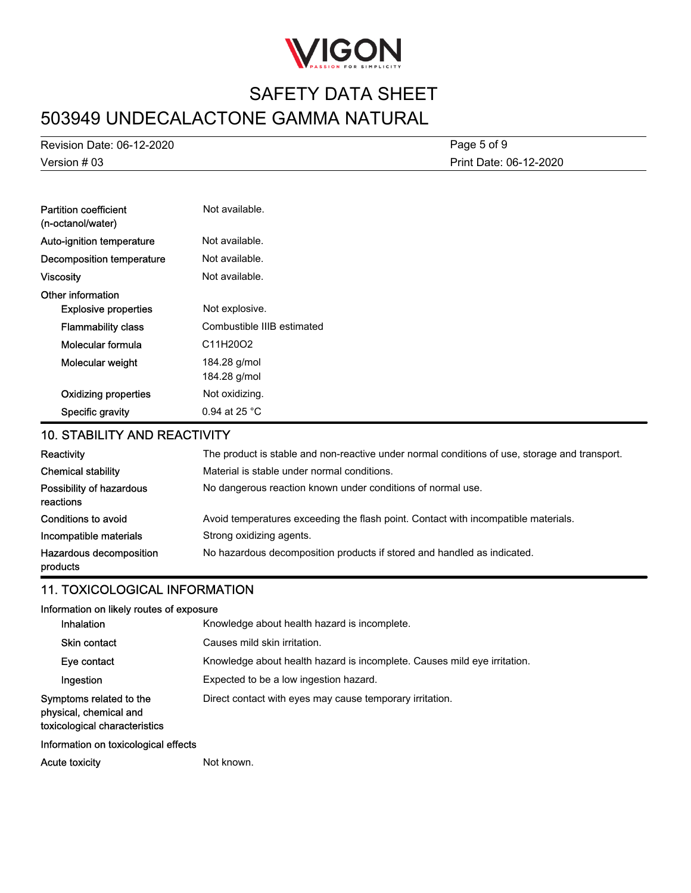| | |
|---|---|
| Partition coefficient (n-octanol/water) | Not available. |
| Auto-ignition temperature | Not available. |
| Decomposition temperature | Not available. |
| Viscosity | Not available. |
| **Other information** | |
| Explosive properties | Not explosive. |
| Flammability class | Combustible IIIB estimated |
| Molecular formula | $C_{11}H_{20}O_2$ |
| Molecular weight | 184.28 g/mol<br>184.28 g/mol |
| Oxidizing properties | Not oxidizing. |
| Specific gravity | 0.94 at 25 °C |

## 10. STABILITY AND REACTIVITY

| | |
|---|---|
| Reactivity | The product is stable and non-reactive under normal conditions of use, storage and transport. |
| Chemical stability | Material is stable under normal conditions. |
| Possibility of hazardous reactions | No dangerous reaction known under conditions of normal use. |
| Conditions to avoid | Avoid temperatures exceeding the flash point. Contact with incompatible materials. |
| Incompatible materials | Strong oxidizing agents. |
| Hazardous decomposition products | No hazardous decomposition products if stored and handled as indicated. |

## 11. TOXICOLOGICAL INFORMATION

**Information on likely routes of exposure**

| | |
|---|---|
| Inhalation | Knowledge about health hazard is incomplete. |
| Skin contact | Causes mild skin irritation. |
| Eye contact | Knowledge about health hazard is incomplete. Causes mild eye irritation. |
| Ingestion | Expected to be a low ingestion hazard. |
| Symptoms related to the physical, chemical and toxicological characteristics | Direct contact with eyes may cause temporary irritation. |

**Information on toxicological effects**

| | |
|---|---|
| Acute toxicity | Not known. |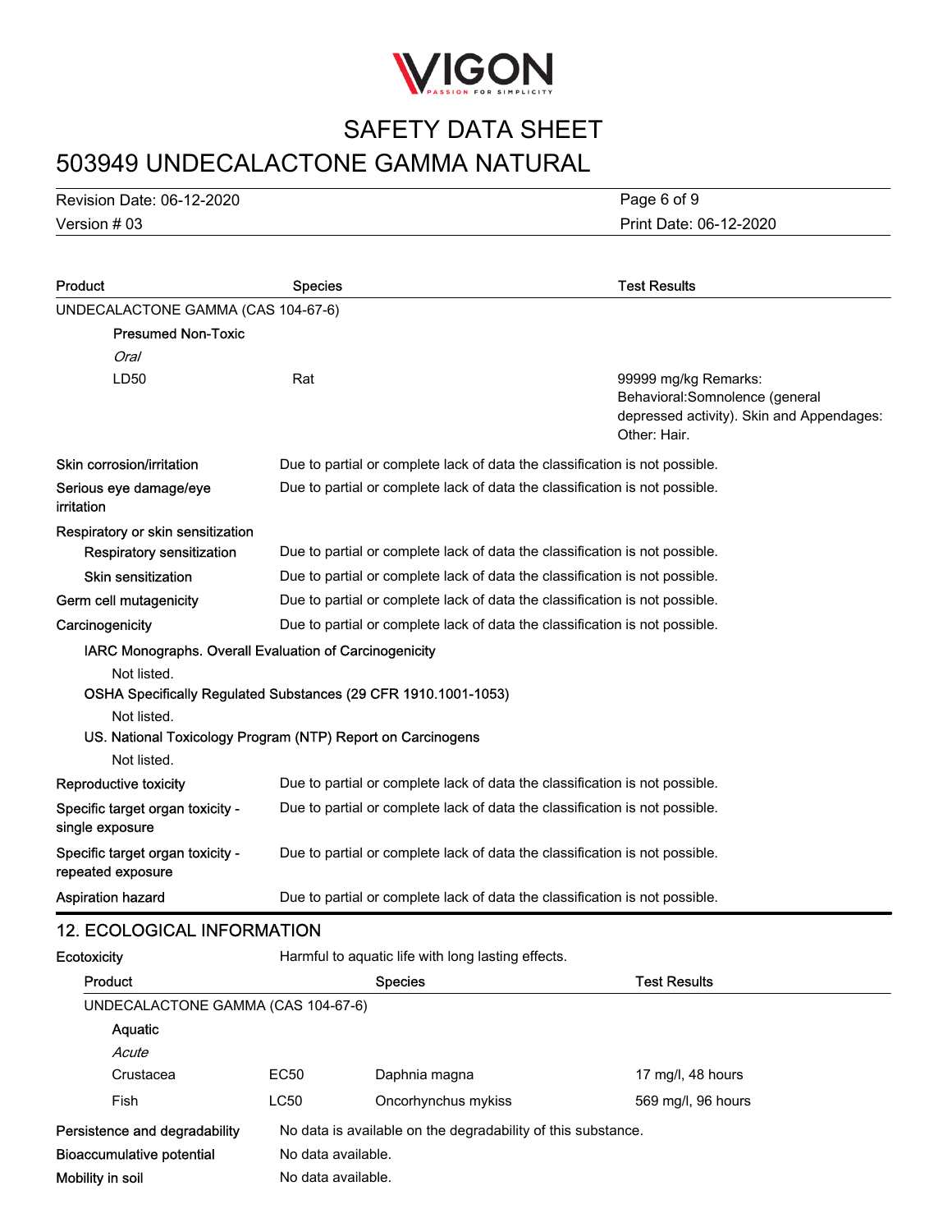| Product | Species | Test Results |
|---|---|---|
| UNDECALACTONE GAMMA (CAS 104-67-6) | | |
| **Presumed Non-Toxic** | | |
| *Oral* | | |
| LD50 | Rat | 99999 mg/kg Remarks: Behavioral:Somnolence (general depressed activity). Skin and Appendages: Other: Hair. |

**Skin corrosion/irritation** Due to partial or complete lack of data the classification is not possible.

**Serious eye damage/eye irritation** Due to partial or complete lack of data the classification is not possible.

**Respiratory or skin sensitization**

**Respiratory sensitization** Due to partial or complete lack of data the classification is not possible.

**Skin sensitization** Due to partial or complete lack of data the classification is not possible.

**Germ cell mutagenicity** Due to partial or complete lack of data the classification is not possible.

**Carcinogenicity** Due to partial or complete lack of data the classification is not possible.

**IARC Monographs. Overall Evaluation of Carcinogenicity**

Not listed.

**OSHA Specifically Regulated Substances (29 CFR 1910.1001-1053)**

Not listed.

**US. National Toxicology Program (NTP) Report on Carcinogens**

Not listed.

**Reproductive toxicity** Due to partial or complete lack of data the classification is not possible.

**Specific target organ toxicity - single exposure** Due to partial or complete lack of data the classification is not possible.

**Specific target organ toxicity - repeated exposure** Due to partial or complete lack of data the classification is not possible.

**Aspiration hazard** Due to partial or complete lack of data the classification is not possible.

## 12. ECOLOGICAL INFORMATION

**Ecotoxicity** Harmful to aquatic life with long lasting effects.

| Product | | Species | Test Results |
|---|---|---|---|
| UNDECALACTONE GAMMA (CAS 104-67-6) | | | |
| **Aquatic** | | | |
| *Acute* | | | |
| Crustacea | EC50 | Daphnia magna | 17 mg/l, 48 hours |
| Fish | LC50 | Oncorhynchus mykiss | 569 mg/l, 96 hours |

**Persistence and degradability** No data is available on the degradability of this substance.

**Bioaccumulative potential** No data available.

**Mobility in soil** No data available.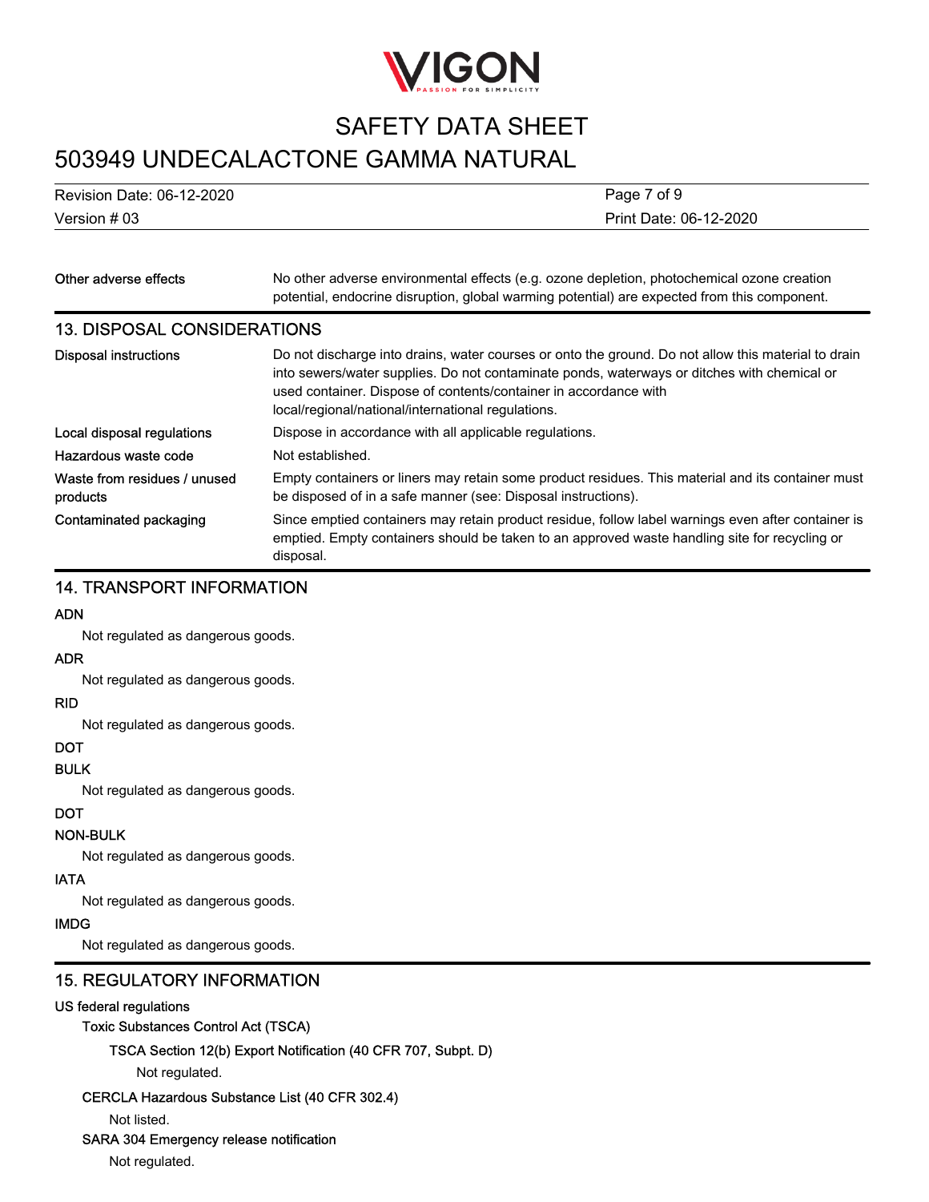| | |
|---|---|
| Other adverse effects | No other adverse environmental effects (e.g. ozone depletion, photochemical ozone creation potential, endocrine disruption, global warming potential) are expected from this component. |

## 13. DISPOSAL CONSIDERATIONS

| | |
|---|---|
| Disposal instructions | Do not discharge into drains, water courses or onto the ground. Do not allow this material to drain into sewers/water supplies. Do not contaminate ponds, waterways or ditches with chemical or used container. Dispose of contents/container in accordance with local/regional/national/international regulations. |
| Local disposal regulations | Dispose in accordance with all applicable regulations. |
| Hazardous waste code | Not established. |
| Waste from residues / unused products | Empty containers or liners may retain some product residues. This material and its container must be disposed of in a safe manner (see: Disposal instructions). |
| Contaminated packaging | Since emptied containers may retain product residue, follow label warnings even after container is emptied. Empty containers should be taken to an approved waste handling site for recycling or disposal. |

## 14. TRANSPORT INFORMATION

**ADN**

Not regulated as dangerous goods.

**ADR**

Not regulated as dangerous goods.

**RID**

Not regulated as dangerous goods.

**DOT**

**BULK**

Not regulated as dangerous goods.

**DOT**

**NON-BULK**

Not regulated as dangerous goods.

**IATA**

Not regulated as dangerous goods.

**IMDG**

Not regulated as dangerous goods.

## 15. REGULATORY INFORMATION

**US federal regulations**

Toxic Substances Control Act (TSCA)

TSCA Section 12(b) Export Notification (40 CFR 707, Subpt. D)

Not regulated.

CERCLA Hazardous Substance List (40 CFR 302.4)

Not listed.

SARA 304 Emergency release notification

Not regulated.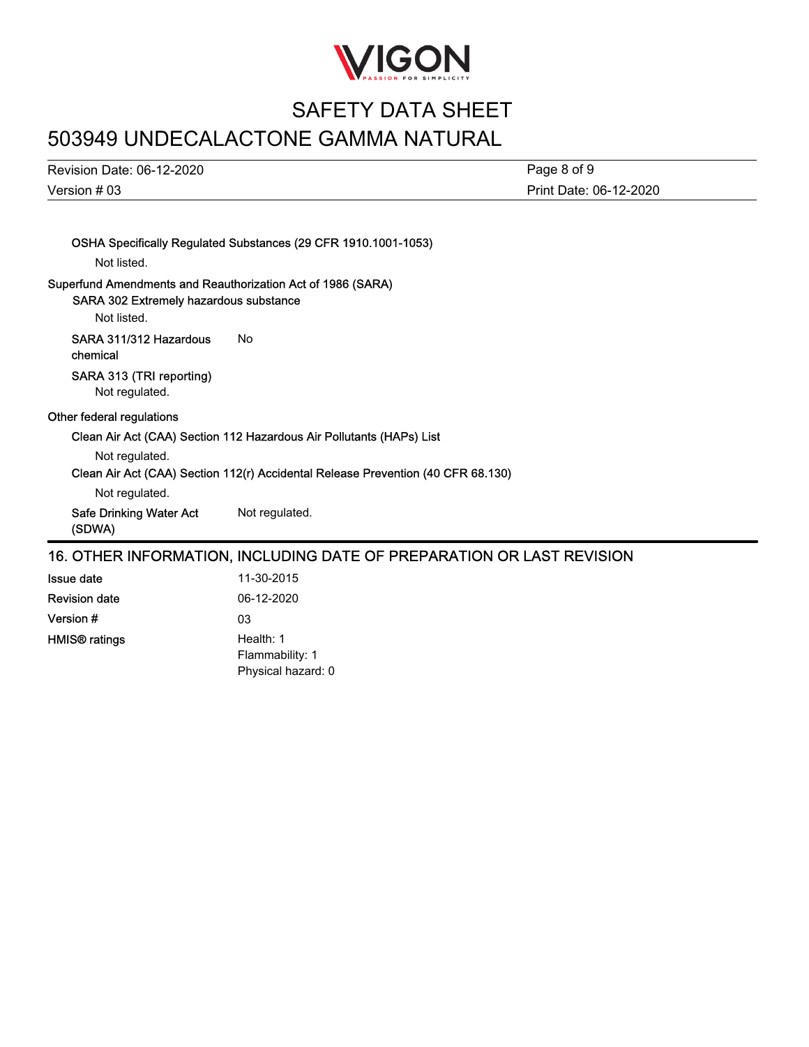**OSHA Specifically Regulated Substances (29 CFR 1910.1001-1053)**

Not listed.

**Superfund Amendments and Reauthorization Act of 1986 (SARA)**

**SARA 302 Extremely hazardous substance**

Not listed.

**SARA 311/312 Hazardous chemical** No

**SARA 313 (TRI reporting)**

Not regulated.

**Other federal regulations**

**Clean Air Act (CAA) Section 112 Hazardous Air Pollutants (HAPs) List**

Not regulated.

**Clean Air Act (CAA) Section 112(r) Accidental Release Prevention (40 CFR 68.130)**

Not regulated.

**Safe Drinking Water Act (SDWA)** Not regulated.

## 16. OTHER INFORMATION, INCLUDING DATE OF PREPARATION OR LAST REVISION

**Issue date** 11-30-2015

**Revision date** 06-12-2020

**Version #** 03

**HMIS® ratings** Health: 1
Flammability: 1
Physical hazard: 0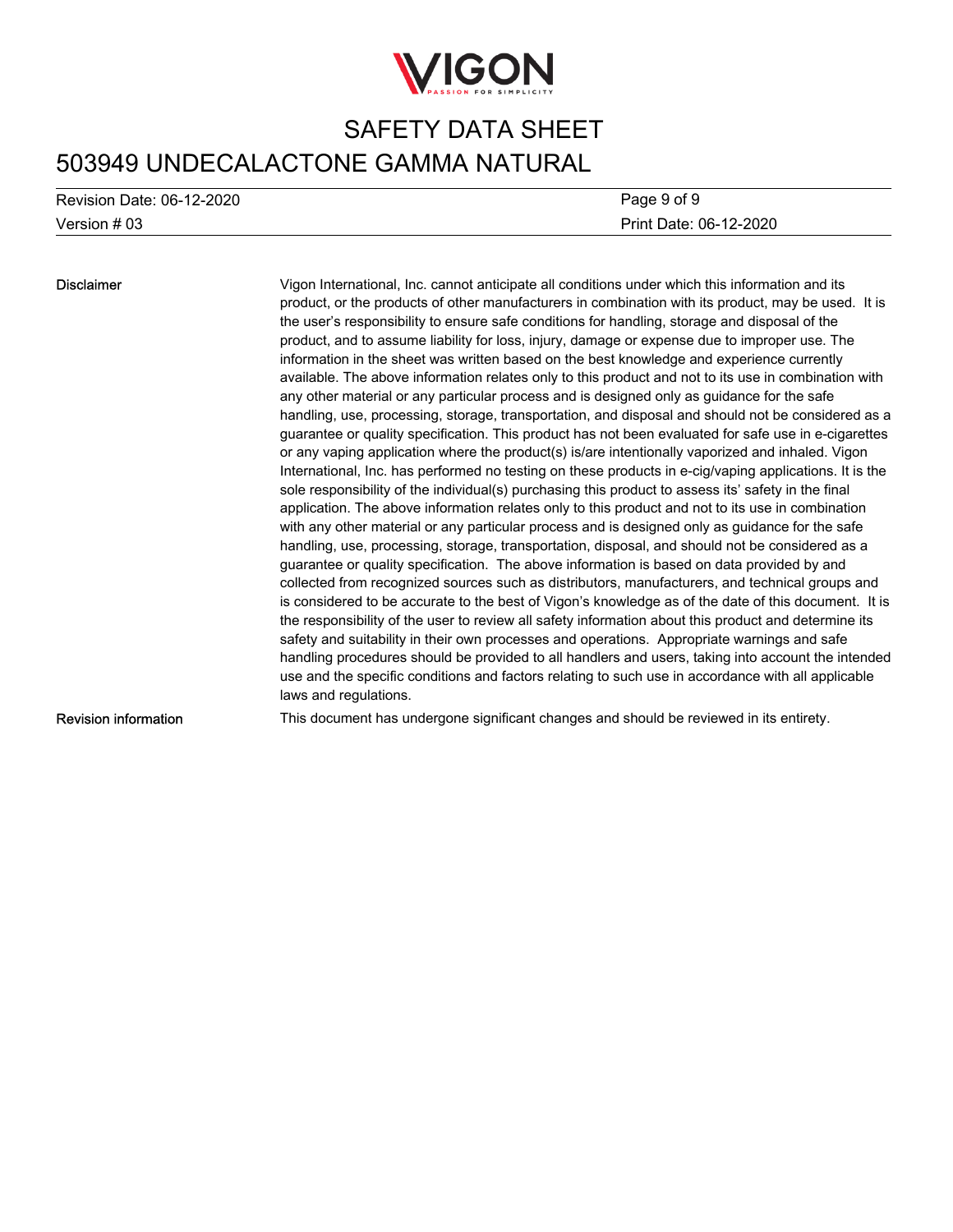**Disclaimer**

Vigon International, Inc. cannot anticipate all conditions under which this information and its product, or the products of other manufacturers in combination with its product, may be used. It is the user's responsibility to ensure safe conditions for handling, storage and disposal of the product, and to assume liability for loss, injury, damage or expense due to improper use. The information in the sheet was written based on the best knowledge and experience currently available. The above information relates only to this product and not to its use in combination with any other material or any particular process and is designed only as guidance for the safe handling, use, processing, storage, transportation, and disposal and should not be considered as a guarantee or quality specification. This product has not been evaluated for safe use in e-cigarettes or any vaping application where the product(s) is/are intentionally vaporized and inhaled. Vigon International, Inc. has performed no testing on these products in e-cig/vaping applications. It is the sole responsibility of the individual(s) purchasing this product to assess its' safety in the final application. The above information relates only to this product and not to its use in combination with any other material or any particular process and is designed only as guidance for the safe handling, use, processing, storage, transportation, disposal, and should not be considered as a guarantee or quality specification. The above information is based on data provided by and collected from recognized sources such as distributors, manufacturers, and technical groups and is considered to be accurate to the best of Vigon's knowledge as of the date of this document. It is the responsibility of the user to review all safety information about this product and determine its safety and suitability in their own processes and operations. Appropriate warnings and safe handling procedures should be provided to all handlers and users, taking into account the intended use and the specific conditions and factors relating to such use in accordance with all applicable laws and regulations.

**Revision information**

This document has undergone significant changes and should be reviewed in its entirety.